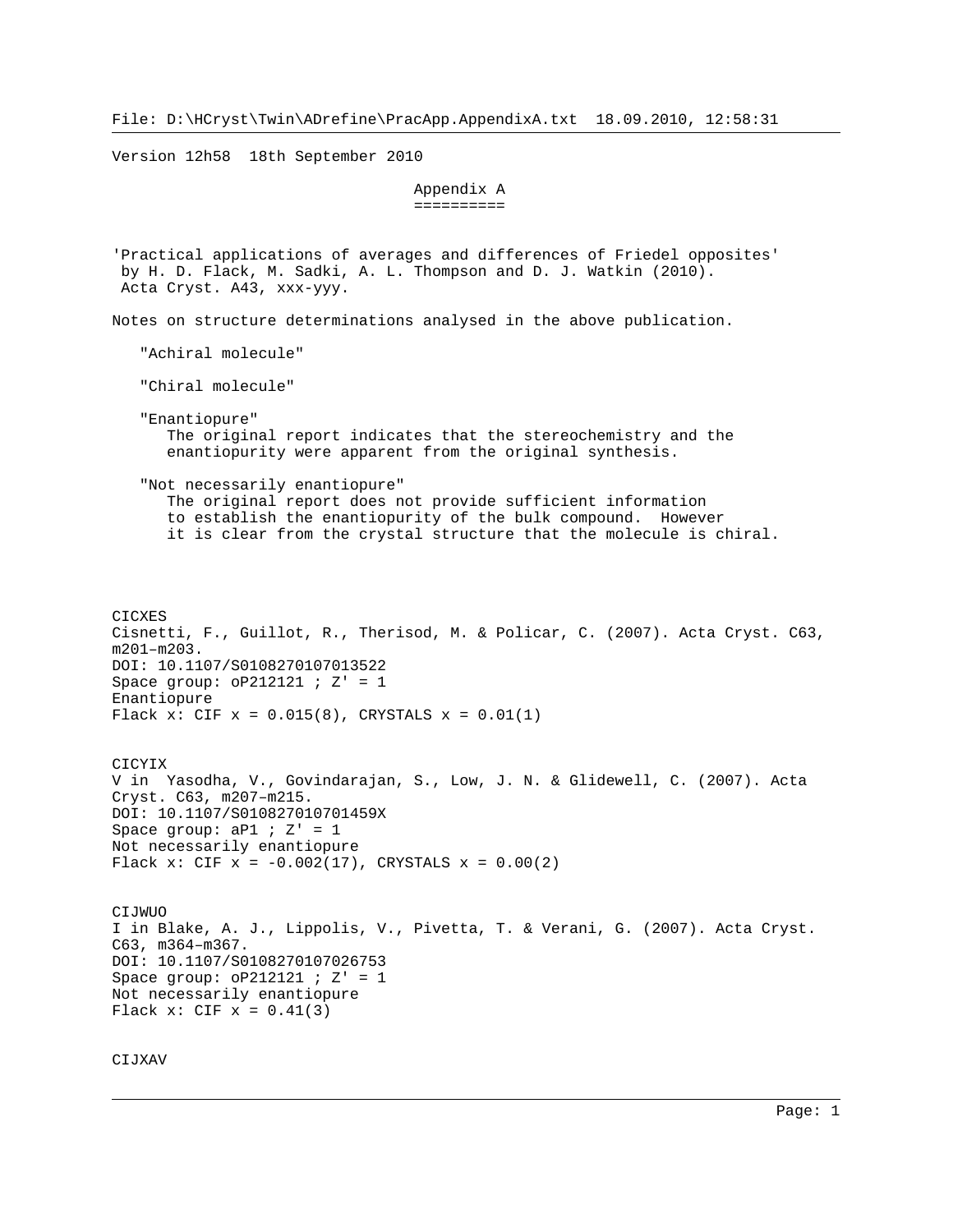Version 12h58  18th September 2010

# Appendix A

'Practical applications of averages and differences of Friedel opposites'
by H. D. Flack, M. Sadki, A. L. Thompson and D. J. Watkin (2010).
Acta Cryst. A43, xxx-yyy.

Notes on structure determinations analysed in the above publication.

"Achiral molecule"

"Chiral molecule"

"Enantiopure"
The original report indicates that the stereochemistry and the enantiopurity were apparent from the original synthesis.

"Not necessarily enantiopure"
The original report does not provide sufficient information to establish the enantiopurity of the bulk compound. However it is clear from the crystal structure that the molecule is chiral.

CICXES
Cisnetti, F., Guillot, R., Therisod, M. & Policar, C. (2007). Acta Cryst. C63, m201–m203.
DOI: 10.1107/S0108270107013522
Space group: oP212121 ; Z' = 1
Enantiopure
Flack x: CIF x = 0.015(8), CRYSTALS x = 0.01(1)

CICYIX
V in  Yasodha, V., Govindarajan, S., Low, J. N. & Glidewell, C. (2007). Acta Cryst. C63, m207–m215.
DOI: 10.1107/S010827010701459X
Space group: aP1 ; Z' = 1
Not necessarily enantiopure
Flack x: CIF x = -0.002(17), CRYSTALS x = 0.00(2)

CIJWUO
I in Blake, A. J., Lippolis, V., Pivetta, T. & Verani, G. (2007). Acta Cryst. C63, m364–m367.
DOI: 10.1107/S0108270107026753
Space group: oP212121 ; Z' = 1
Not necessarily enantiopure
Flack x: CIF x = 0.41(3)

CIJXAV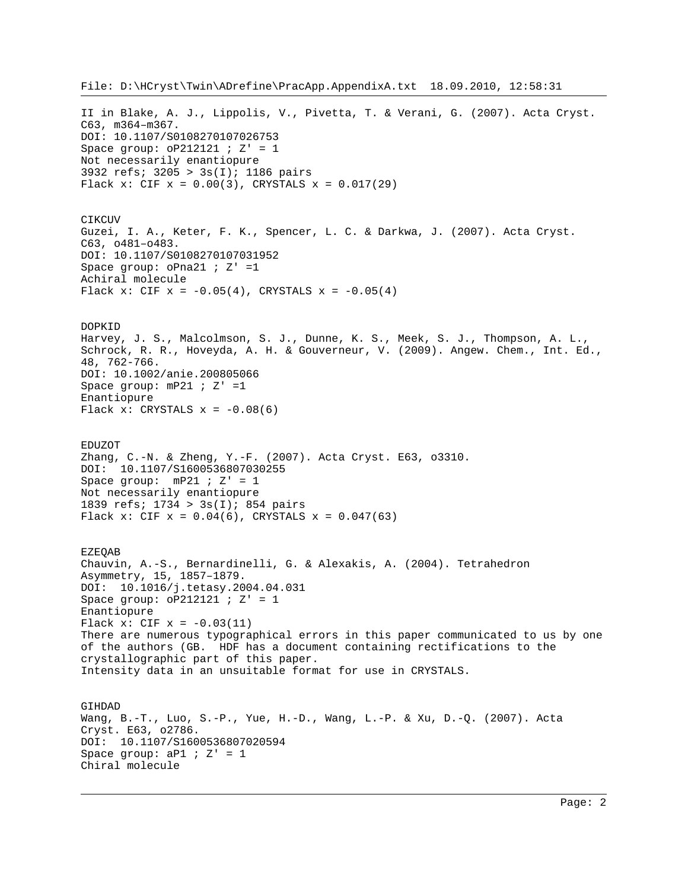II in Blake, A. J., Lippolis, V., Pivetta, T. & Verani, G. (2007). Acta Cryst. C63, m364–m367.
DOI: 10.1107/S0108270107026753
Space group: oP212121 ; Z' = 1
Not necessarily enantiopure
3932 refs; 3205 > 3s(I); 1186 pairs
Flack x: CIF x = 0.00(3), CRYSTALS x = 0.017(29)

CIKCUV
Guzei, I. A., Keter, F. K., Spencer, L. C. & Darkwa, J. (2007). Acta Cryst. C63, o481–o483.
DOI: 10.1107/S0108270107031952
Space group: oPna21 ; Z' =1
Achiral molecule
Flack x: CIF x = -0.05(4), CRYSTALS x = -0.05(4)

DOPKID
Harvey, J. S., Malcolmson, S. J., Dunne, K. S., Meek, S. J., Thompson, A. L., Schrock, R. R., Hoveyda, A. H. & Gouverneur, V. (2009). Angew. Chem., Int. Ed., 48, 762-766.
DOI: 10.1002/anie.200805066
Space group: mP21 ; Z' =1
Enantiopure
Flack x: CRYSTALS x = -0.08(6)

EDUZOT
Zhang, C.-N. & Zheng, Y.-F. (2007). Acta Cryst. E63, o3310.
DOI: 10.1107/S1600536807030255
Space group: mP21 ; Z' = 1
Not necessarily enantiopure
1839 refs; 1734 > 3s(I); 854 pairs
Flack x: CIF x = 0.04(6), CRYSTALS x = 0.047(63)

EZEQAB
Chauvin, A.-S., Bernardinelli, G. & Alexakis, A. (2004). Tetrahedron Asymmetry, 15, 1857–1879.
DOI: 10.1016/j.tetasy.2004.04.031
Space group: oP212121 ; Z' = 1
Enantiopure
Flack x: CIF x = -0.03(11)
There are numerous typographical errors in this paper communicated to us by one of the authors (GB. HDF has a document containing rectifications to the crystallographic part of this paper.
Intensity data in an unsuitable format for use in CRYSTALS.

GIHDAD
Wang, B.-T., Luo, S.-P., Yue, H.-D., Wang, L.-P. & Xu, D.-Q. (2007). Acta Cryst. E63, o2786.
DOI: 10.1107/S1600536807020594
Space group: aP1 ; Z' = 1
Chiral molecule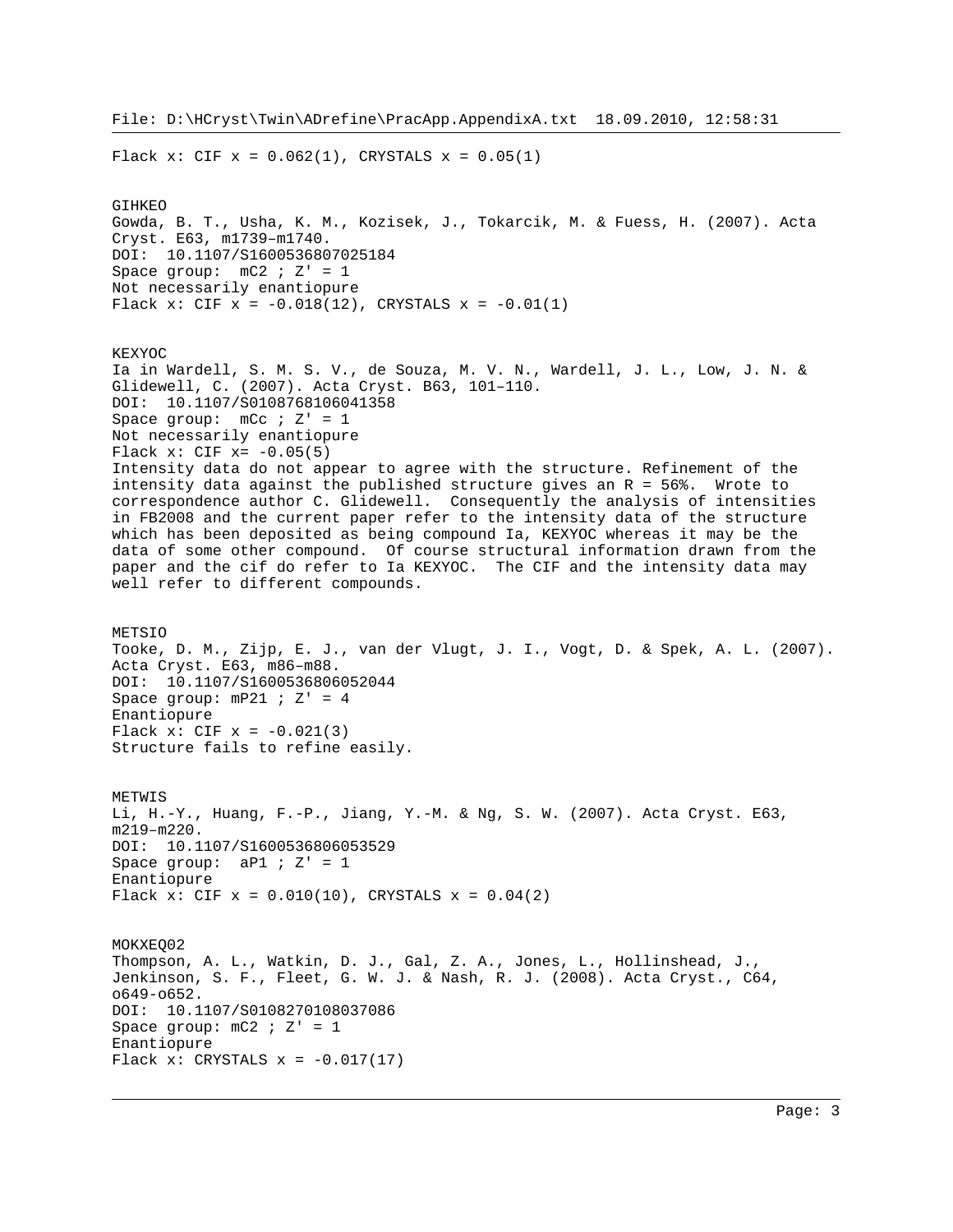Flack x: CIF x = 0.062(1), CRYSTALS x = 0.05(1)

GIHKEO
Gowda, B. T., Usha, K. M., Kozisek, J., Tokarcik, M. & Fuess, H. (2007). Acta Cryst. E63, m1739–m1740.
DOI: 10.1107/S1600536807025184
Space group: mC2 ; Z' = 1
Not necessarily enantiopure
Flack x: CIF x = -0.018(12), CRYSTALS x = -0.01(1)

KEXYOC
Ia in Wardell, S. M. S. V., de Souza, M. V. N., Wardell, J. L., Low, J. N. & Glidewell, C. (2007). Acta Cryst. B63, 101–110.
DOI: 10.1107/S0108768106041358
Space group: mCc ; Z' = 1
Not necessarily enantiopure
Flack x: CIF x= -0.05(5)
Intensity data do not appear to agree with the structure. Refinement of the intensity data against the published structure gives an R = 56%. Wrote to correspondence author C. Glidewell. Consequently the analysis of intensities in FB2008 and the current paper refer to the intensity data of the structure which has been deposited as being compound Ia, KEXYOC whereas it may be the data of some other compound. Of course structural information drawn from the paper and the cif do refer to Ia KEXYOC. The CIF and the intensity data may well refer to different compounds.

METSIO
Tooke, D. M., Zijp, E. J., van der Vlugt, J. I., Vogt, D. & Spek, A. L. (2007). Acta Cryst. E63, m86–m88.
DOI: 10.1107/S1600536806052044
Space group: mP21 ; Z' = 4
Enantiopure
Flack x: CIF x = -0.021(3)
Structure fails to refine easily.

METWIS
Li, H.-Y., Huang, F.-P., Jiang, Y.-M. & Ng, S. W. (2007). Acta Cryst. E63, m219–m220.
DOI: 10.1107/S1600536806053529
Space group: aP1 ; Z' = 1
Enantiopure
Flack x: CIF x = 0.010(10), CRYSTALS x = 0.04(2)

MOKXEQ02
Thompson, A. L., Watkin, D. J., Gal, Z. A., Jones, L., Hollinshead, J., Jenkinson, S. F., Fleet, G. W. J. & Nash, R. J. (2008). Acta Cryst., C64, o649-o652.
DOI: 10.1107/S0108270108037086
Space group: mC2 ; Z' = 1
Enantiopure
Flack x: CRYSTALS x = -0.017(17)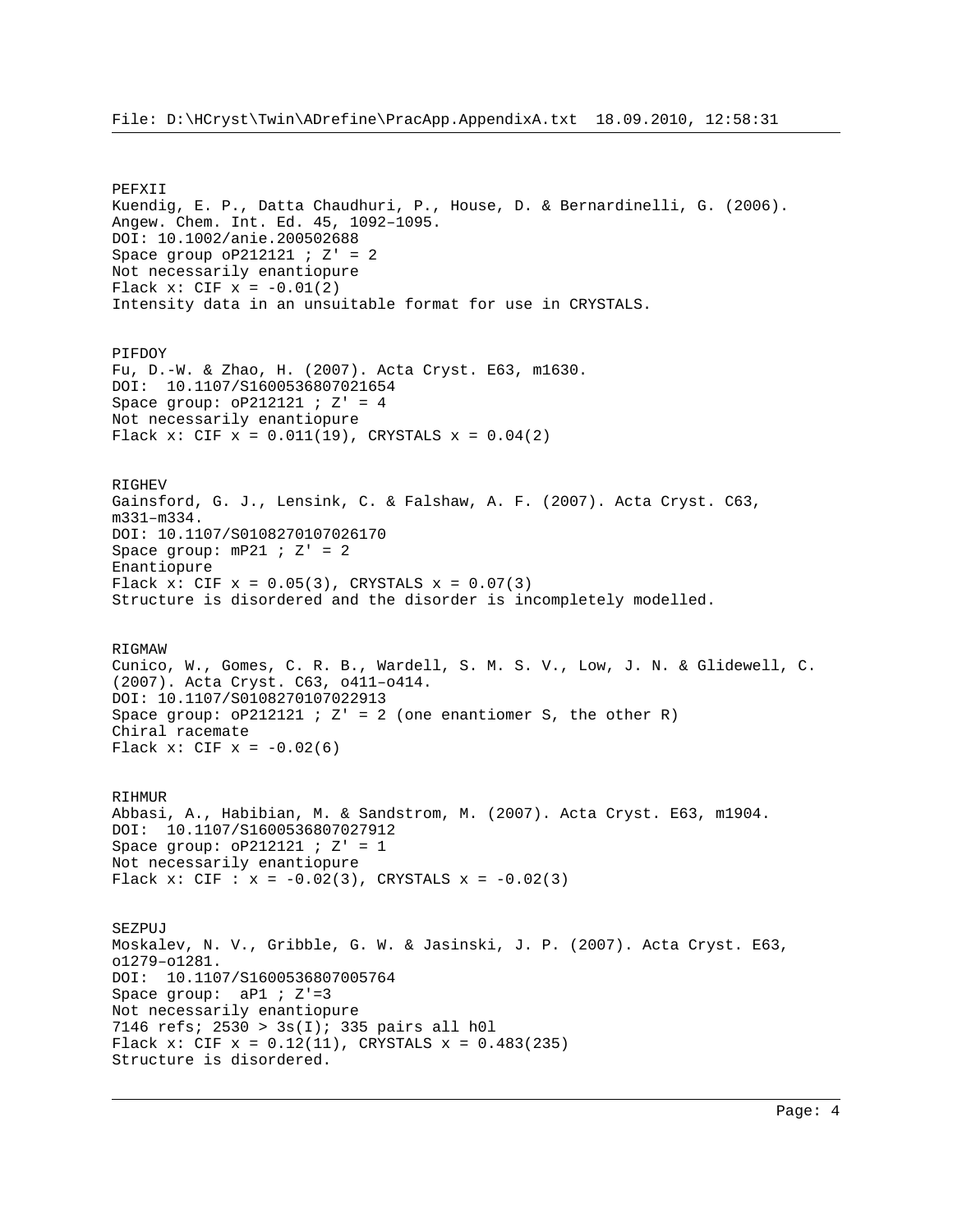PEFXII
Kuendig, E. P., Datta Chaudhuri, P., House, D. & Bernardinelli, G. (2006). Angew. Chem. Int. Ed. 45, 1092–1095.
DOI: 10.1002/anie.200502688
Space group oP212121 ; Z' = 2
Not necessarily enantiopure
Flack x: CIF x = -0.01(2)
Intensity data in an unsuitable format for use in CRYSTALS.

PIFDOY
Fu, D.-W. & Zhao, H. (2007). Acta Cryst. E63, m1630.
DOI: 10.1107/S1600536807021654
Space group: oP212121 ; Z' = 4
Not necessarily enantiopure
Flack x: CIF x = 0.011(19), CRYSTALS x = 0.04(2)

RIGHEV
Gainsford, G. J., Lensink, C. & Falshaw, A. F. (2007). Acta Cryst. C63, m331–m334.
DOI: 10.1107/S0108270107026170
Space group: mP21 ; Z' = 2
Enantiopure
Flack x: CIF x = 0.05(3), CRYSTALS x = 0.07(3)
Structure is disordered and the disorder is incompletely modelled.

RIGMAW
Cunico, W., Gomes, C. R. B., Wardell, S. M. S. V., Low, J. N. & Glidewell, C. (2007). Acta Cryst. C63, o411–o414.
DOI: 10.1107/S0108270107022913
Space group: oP212121 ; Z' = 2 (one enantiomer S, the other R)
Chiral racemate
Flack x: CIF x = -0.02(6)

RIHMUR
Abbasi, A., Habibian, M. & Sandstrom, M. (2007). Acta Cryst. E63, m1904.
DOI: 10.1107/S1600536807027912
Space group: oP212121 ; Z' = 1
Not necessarily enantiopure
Flack x: CIF : x = -0.02(3), CRYSTALS x = -0.02(3)

SEZPUJ
Moskalev, N. V., Gribble, G. W. & Jasinski, J. P. (2007). Acta Cryst. E63, o1279–o1281.
DOI: 10.1107/S1600536807005764
Space group: aP1 ; Z'=3
Not necessarily enantiopure
7146 refs; 2530 > 3s(I); 335 pairs all h0l
Flack x: CIF x = 0.12(11), CRYSTALS x = 0.483(235)
Structure is disordered.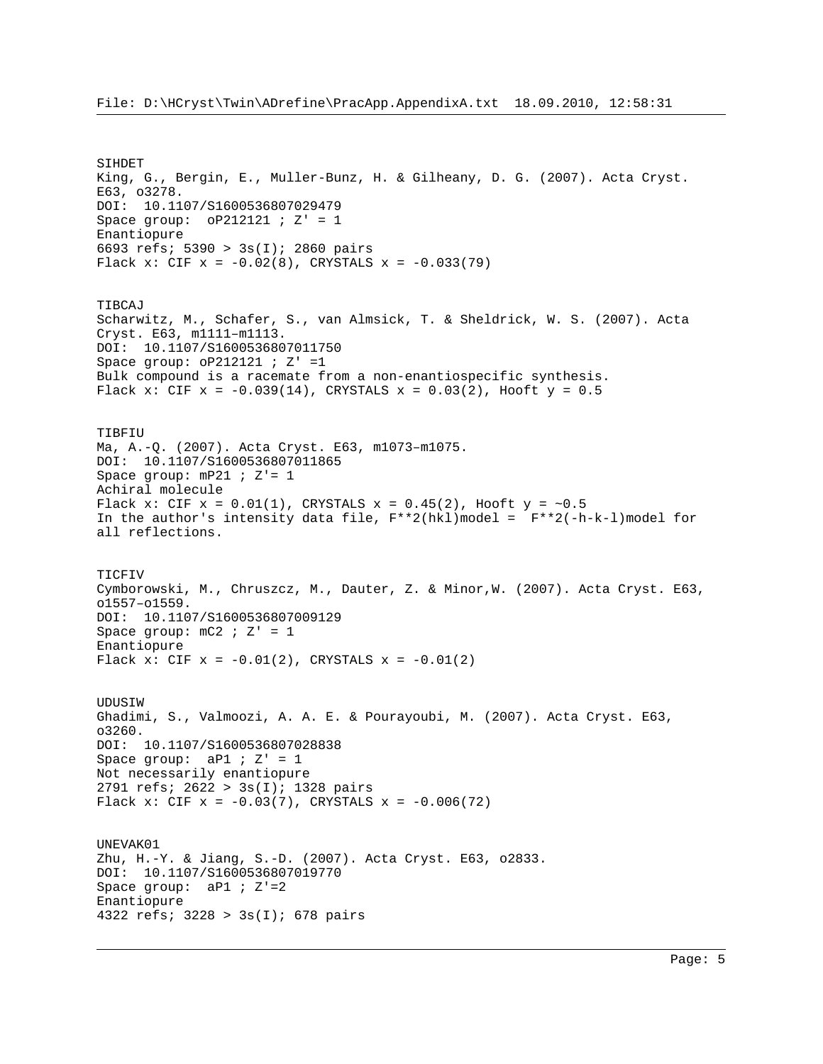SIHDET
King, G., Bergin, E., Muller-Bunz, H. & Gilheany, D. G. (2007). Acta Cryst. E63, o3278.
DOI: 10.1107/S1600536807029479
Space group: oP212121 ; Z' = 1
Enantiopure
6693 refs; 5390 > 3s(I); 2860 pairs
Flack x: CIF x = -0.02(8), CRYSTALS x = -0.033(79)

TIBCAJ
Scharwitz, M., Schafer, S., van Almsick, T. & Sheldrick, W. S. (2007). Acta Cryst. E63, m1111–m1113.
DOI: 10.1107/S1600536807011750
Space group: oP212121 ; Z' =1
Bulk compound is a racemate from a non-enantiospecific synthesis.
Flack x: CIF x = -0.039(14), CRYSTALS x = 0.03(2), Hooft y = 0.5

TIBFIU
Ma, A.-Q. (2007). Acta Cryst. E63, m1073–m1075.
DOI: 10.1107/S1600536807011865
Space group: mP21 ; Z'= 1
Achiral molecule
Flack x: CIF x = 0.01(1), CRYSTALS x = 0.45(2), Hooft y = ~0.5
In the author's intensity data file, F**2(hkl)model = F**2(-h-k-l)model for all reflections.

TICFIV
Cymborowski, M., Chruszcz, M., Dauter, Z. & Minor,W. (2007). Acta Cryst. E63, o1557–o1559.
DOI: 10.1107/S1600536807009129
Space group: mC2 ; Z' = 1
Enantiopure
Flack x: CIF x = -0.01(2), CRYSTALS x = -0.01(2)

UDUSIW
Ghadimi, S., Valmoozi, A. A. E. & Pourayoubi, M. (2007). Acta Cryst. E63, o3260.
DOI: 10.1107/S1600536807028838
Space group: aP1 ; Z' = 1
Not necessarily enantiopure
2791 refs; 2622 > 3s(I); 1328 pairs
Flack x: CIF x = -0.03(7), CRYSTALS x = -0.006(72)

UNEVAK01
Zhu, H.-Y. & Jiang, S.-D. (2007). Acta Cryst. E63, o2833.
DOI: 10.1107/S1600536807019770
Space group: aP1 ; Z'=2
Enantiopure
4322 refs; 3228 > 3s(I); 678 pairs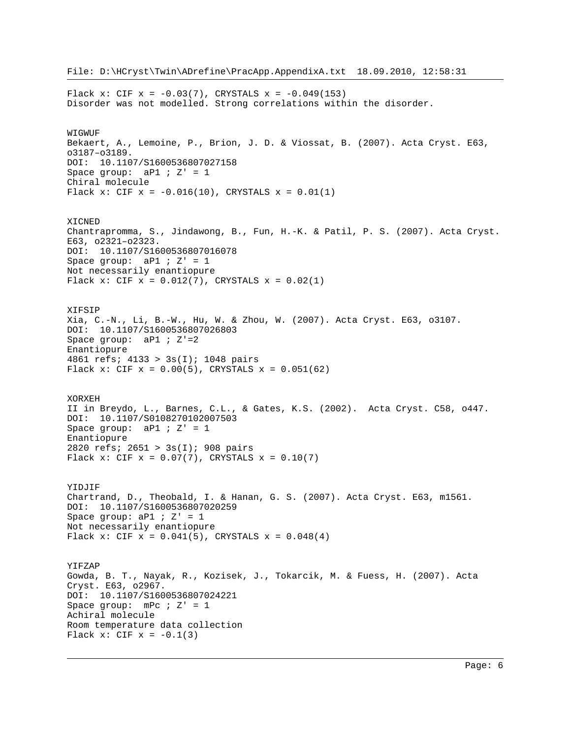Flack x: CIF x = -0.03(7), CRYSTALS x = -0.049(153)
Disorder was not modelled. Strong correlations within the disorder.

WIGWUF
Bekaert, A., Lemoine, P., Brion, J. D. & Viossat, B. (2007). Acta Cryst. E63, o3187–o3189.
DOI: 10.1107/S1600536807027158
Space group: aP1 ; Z' = 1
Chiral molecule
Flack x: CIF x = -0.016(10), CRYSTALS x = 0.01(1)

XICNED
Chantrapromma, S., Jindawong, B., Fun, H.-K. & Patil, P. S. (2007). Acta Cryst. E63, o2321–o2323.
DOI: 10.1107/S1600536807016078
Space group: aP1 ; Z' = 1
Not necessarily enantiopure
Flack x: CIF x = 0.012(7), CRYSTALS x = 0.02(1)

XIFSIP
Xia, C.-N., Li, B.-W., Hu, W. & Zhou, W. (2007). Acta Cryst. E63, o3107.
DOI: 10.1107/S1600536807026803
Space group: aP1 ; Z'=2
Enantiopure
4861 refs; 4133 > 3s(I); 1048 pairs
Flack x: CIF x = 0.00(5), CRYSTALS x = 0.051(62)

XORXEH
II in Breydo, L., Barnes, C.L., & Gates, K.S. (2002). Acta Cryst. C58, o447.
DOI: 10.1107/S0108270102007503
Space group: aP1 ; Z' = 1
Enantiopure
2820 refs; 2651 > 3s(I); 908 pairs
Flack x: CIF x = 0.07(7), CRYSTALS x = 0.10(7)

YIDJIF
Chartrand, D., Theobald, I. & Hanan, G. S. (2007). Acta Cryst. E63, m1561.
DOI: 10.1107/S1600536807020259
Space group: aP1 ; Z' = 1
Not necessarily enantiopure
Flack x: CIF x = 0.041(5), CRYSTALS x = 0.048(4)

YIFZAP
Gowda, B. T., Nayak, R., Kozisek, J., Tokarcik, M. & Fuess, H. (2007). Acta Cryst. E63, o2967.
DOI: 10.1107/S1600536807024221
Space group: mPc ; Z' = 1
Achiral molecule
Room temperature data collection
Flack x: CIF x = -0.1(3)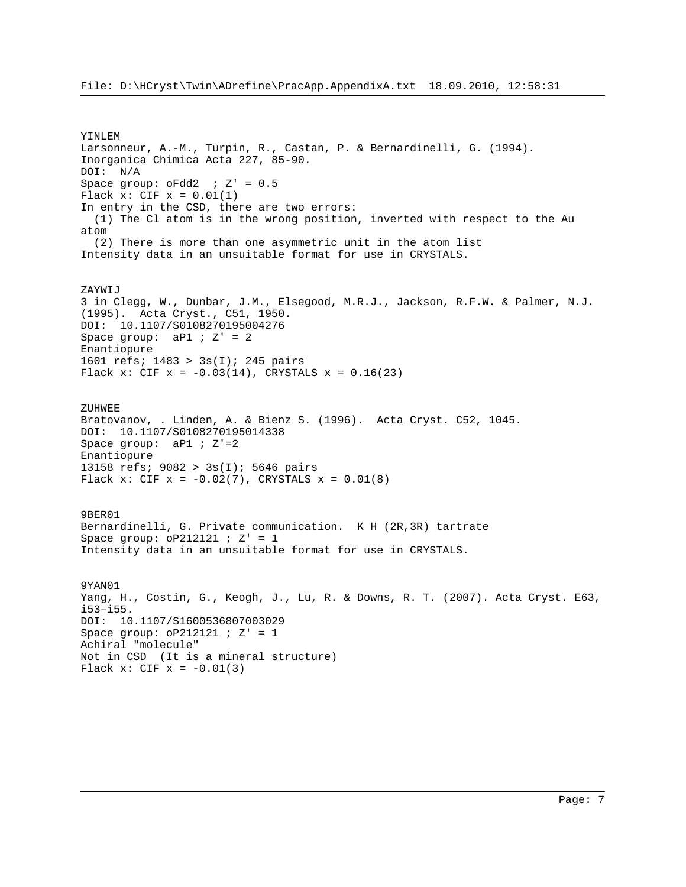YINLEM
Larsonneur, A.-M., Turpin, R., Castan, P. & Bernardinelli, G. (1994).
Inorganica Chimica Acta 227, 85-90.
DOI: N/A
Space group: oFdd2 ; Z' = 0.5
Flack x: CIF x = 0.01(1)
In entry in the CSD, there are two errors:
  (1) The Cl atom is in the wrong position, inverted with respect to the Au atom
  (2) There is more than one asymmetric unit in the atom list
Intensity data in an unsuitable format for use in CRYSTALS.

ZAYWIJ
3 in Clegg, W., Dunbar, J.M., Elsegood, M.R.J., Jackson, R.F.W. & Palmer, N.J. (1995). Acta Cryst., C51, 1950.
DOI: 10.1107/S0108270195004276
Space group: aP1 ; Z' = 2
Enantiopure
1601 refs; 1483 > 3s(I); 245 pairs
Flack x: CIF x = -0.03(14), CRYSTALS x = 0.16(23)

ZUHWEE
Bratovanov, . Linden, A. & Bienz S. (1996). Acta Cryst. C52, 1045.
DOI: 10.1107/S0108270195014338
Space group: aP1 ; Z'=2
Enantiopure
13158 refs; 9082 > 3s(I); 5646 pairs
Flack x: CIF x = -0.02(7), CRYSTALS x = 0.01(8)

9BER01
Bernardinelli, G. Private communication. K H (2R,3R) tartrate
Space group: oP212121 ; Z' = 1
Intensity data in an unsuitable format for use in CRYSTALS.

9YAN01
Yang, H., Costin, G., Keogh, J., Lu, R. & Downs, R. T. (2007). Acta Cryst. E63, i53–i55.
DOI: 10.1107/S1600536807003029
Space group: oP212121 ; Z' = 1
Achiral "molecule"
Not in CSD (It is a mineral structure)
Flack x: CIF x = -0.01(3)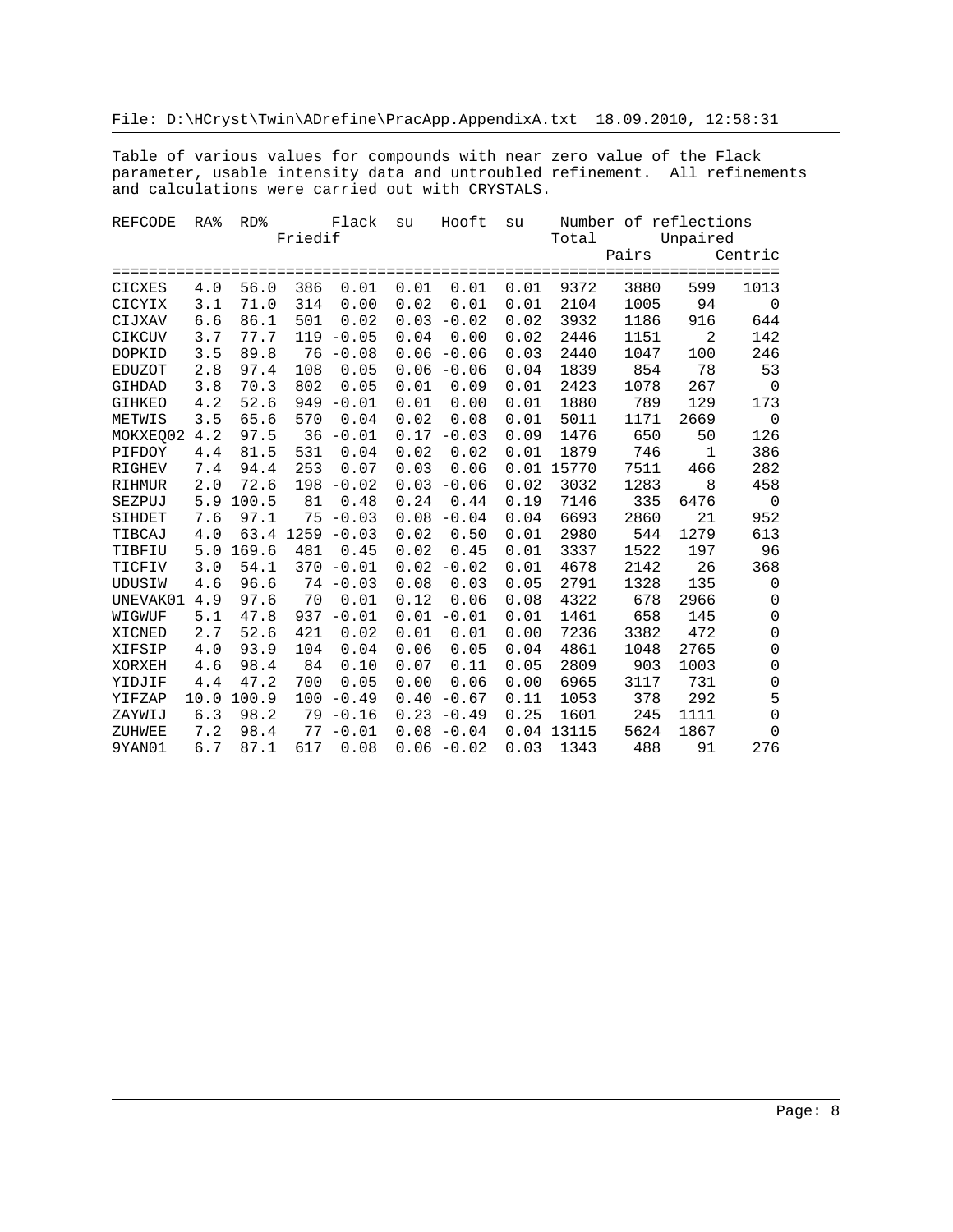File: D:\HCryst\Twin\ADrefine\PracApp.AppendixA.txt 18.09.2010, 12:58:31

Table of various values for compounds with near zero value of the Flack parameter, usable intensity data and untroubled refinement. All refinements and calculations were carried out with CRYSTALS.

| REFCODE | RA% | RD% | Friedif | Flack | su | Hooft | su | Number of reflections Total | Pairs | Unpaired | Centric |
|---|---|---|---|---|---|---|---|---|---|---|---|
| CICXES | 4.0 | 56.0 | 386 | 0.01 | 0.01 | 0.01 | 0.01 | 9372 | 3880 | 599 | 1013 |
| CICYIX | 3.1 | 71.0 | 314 | 0.00 | 0.02 | 0.01 | 0.01 | 2104 | 1005 | 94 | 0 |
| CIJXAV | 6.6 | 86.1 | 501 | 0.02 | 0.03 | -0.02 | 0.02 | 3932 | 1186 | 916 | 644 |
| CIKCUV | 3.7 | 77.7 | 119 | -0.05 | 0.04 | 0.00 | 0.02 | 2446 | 1151 | 2 | 142 |
| DOPKID | 3.5 | 89.8 | 76 | -0.08 | 0.06 | -0.06 | 0.03 | 2440 | 1047 | 100 | 246 |
| EDUZOT | 2.8 | 97.4 | 108 | 0.05 | 0.06 | -0.06 | 0.04 | 1839 | 854 | 78 | 53 |
| GIHDAD | 3.8 | 70.3 | 802 | 0.05 | 0.01 | 0.09 | 0.01 | 2423 | 1078 | 267 | 0 |
| GIHKEO | 4.2 | 52.6 | 949 | -0.01 | 0.01 | 0.00 | 0.01 | 1880 | 789 | 129 | 173 |
| METWIS | 3.5 | 65.6 | 570 | 0.04 | 0.02 | 0.08 | 0.01 | 5011 | 1171 | 2669 | 0 |
| MOKXEQ02 | 4.2 | 97.5 | 36 | -0.01 | 0.17 | -0.03 | 0.09 | 1476 | 650 | 50 | 126 |
| PIFDOY | 4.4 | 81.5 | 531 | 0.04 | 0.02 | 0.02 | 0.01 | 1879 | 746 | 1 | 386 |
| RIGHEV | 7.4 | 94.4 | 253 | 0.07 | 0.03 | 0.06 | 0.01 | 15770 | 7511 | 466 | 282 |
| RIHMUR | 2.0 | 72.6 | 198 | -0.02 | 0.03 | -0.06 | 0.02 | 3032 | 1283 | 8 | 458 |
| SEZPUJ | 5.9 | 100.5 | 81 | 0.48 | 0.24 | 0.44 | 0.19 | 7146 | 335 | 6476 | 0 |
| SIHDET | 7.6 | 97.1 | 75 | -0.03 | 0.08 | -0.04 | 0.04 | 6693 | 2860 | 21 | 952 |
| TIBCAJ | 4.0 | 63.4 | 1259 | -0.03 | 0.02 | 0.50 | 0.01 | 2980 | 544 | 1279 | 613 |
| TIBFIU | 5.0 | 169.6 | 481 | 0.45 | 0.02 | 0.45 | 0.01 | 3337 | 1522 | 197 | 96 |
| TICFIV | 3.0 | 54.1 | 370 | -0.01 | 0.02 | -0.02 | 0.01 | 4678 | 2142 | 26 | 368 |
| UDUSIW | 4.6 | 96.6 | 74 | -0.03 | 0.08 | 0.03 | 0.05 | 2791 | 1328 | 135 | 0 |
| UNEVAK01 | 4.9 | 97.6 | 70 | 0.01 | 0.12 | 0.06 | 0.08 | 4322 | 678 | 2966 | 0 |
| WIGWUF | 5.1 | 47.8 | 937 | -0.01 | 0.01 | -0.01 | 0.01 | 1461 | 658 | 145 | 0 |
| XICNED | 2.7 | 52.6 | 421 | 0.02 | 0.01 | 0.01 | 0.00 | 7236 | 3382 | 472 | 0 |
| XIFSIP | 4.0 | 93.9 | 104 | 0.04 | 0.06 | 0.05 | 0.04 | 4861 | 1048 | 2765 | 0 |
| XORXEH | 4.6 | 98.4 | 84 | 0.10 | 0.07 | 0.11 | 0.05 | 2809 | 903 | 1003 | 0 |
| YIDJIF | 4.4 | 47.2 | 700 | 0.05 | 0.00 | 0.06 | 0.00 | 6965 | 3117 | 731 | 0 |
| YIFZAP | 10.0 | 100.9 | 100 | -0.49 | 0.40 | -0.67 | 0.11 | 1053 | 378 | 292 | 5 |
| ZAYWIJ | 6.3 | 98.2 | 79 | -0.16 | 0.23 | -0.49 | 0.25 | 1601 | 245 | 1111 | 0 |
| ZUHWEE | 7.2 | 98.4 | 77 | -0.01 | 0.08 | -0.04 | 0.04 | 13115 | 5624 | 1867 | 0 |
| 9YAN01 | 6.7 | 87.1 | 617 | 0.08 | 0.06 | -0.02 | 0.03 | 1343 | 488 | 91 | 276 |